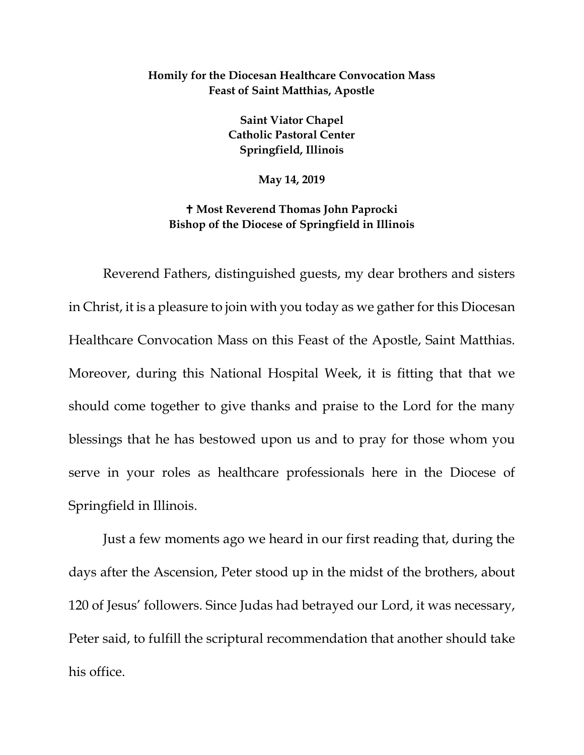**Homily for the Diocesan Healthcare Convocation Mass**
**Feast of Saint Matthias, Apostle**

**Saint Viator Chapel**
**Catholic Pastoral Center**
**Springfield, Illinois**

**May 14, 2019**

**✝ Most Reverend Thomas John Paprocki**
**Bishop of the Diocese of Springfield in Illinois**

Reverend Fathers, distinguished guests, my dear brothers and sisters in Christ, it is a pleasure to join with you today as we gather for this Diocesan Healthcare Convocation Mass on this Feast of the Apostle, Saint Matthias. Moreover, during this National Hospital Week, it is fitting that that we should come together to give thanks and praise to the Lord for the many blessings that he has bestowed upon us and to pray for those whom you serve in your roles as healthcare professionals here in the Diocese of Springfield in Illinois.

Just a few moments ago we heard in our first reading that, during the days after the Ascension, Peter stood up in the midst of the brothers, about 120 of Jesus' followers. Since Judas had betrayed our Lord, it was necessary, Peter said, to fulfill the scriptural recommendation that another should take his office.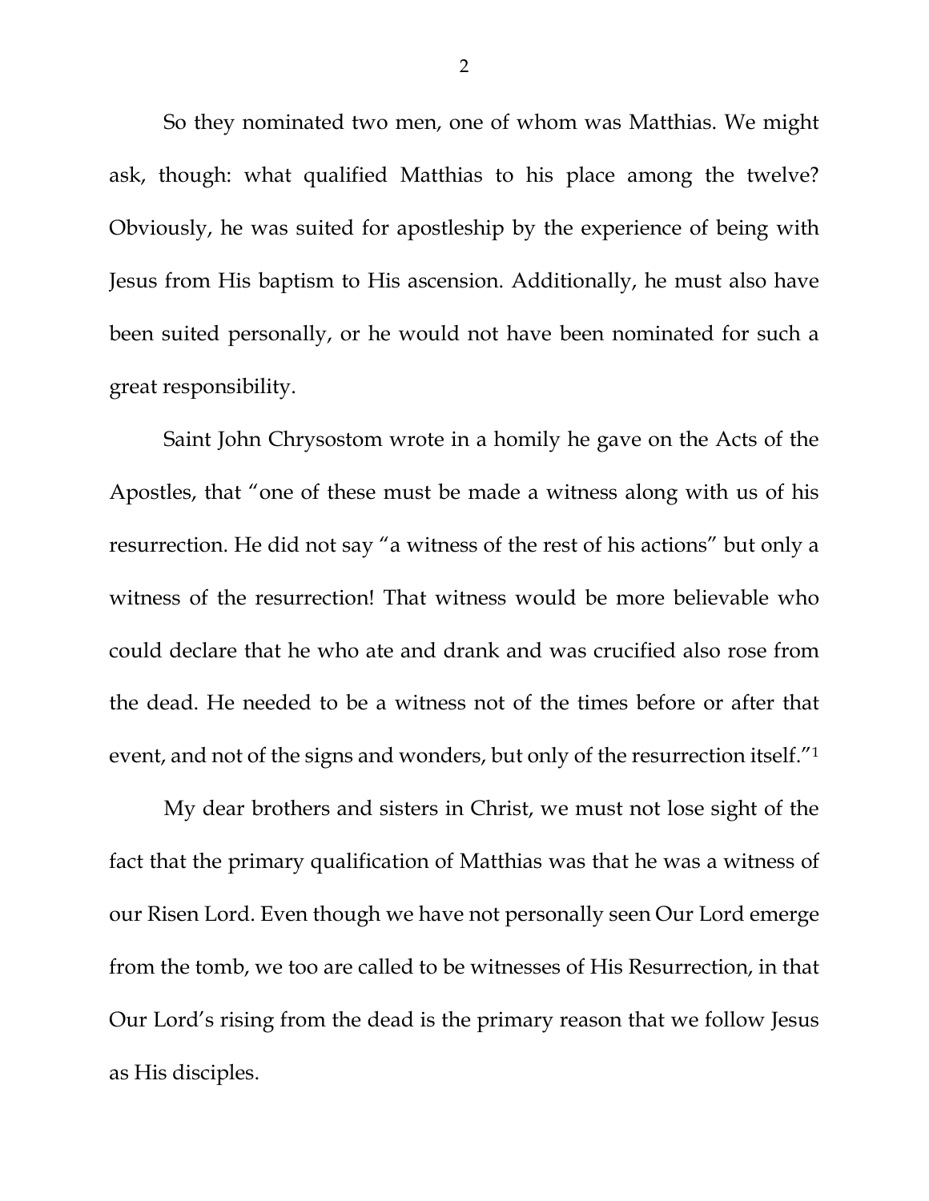So they nominated two men, one of whom was Matthias. We might ask, though: what qualified Matthias to his place among the twelve? Obviously, he was suited for apostleship by the experience of being with Jesus from His baptism to His ascension. Additionally, he must also have been suited personally, or he would not have been nominated for such a great responsibility.

Saint John Chrysostom wrote in a homily he gave on the Acts of the Apostles, that "one of these must be made a witness along with us of his resurrection. He did not say "a witness of the rest of his actions" but only a witness of the resurrection! That witness would be more believable who could declare that he who ate and drank and was crucified also rose from the dead. He needed to be a witness not of the times before or after that event, and not of the signs and wonders, but only of the resurrection itself."[1]

My dear brothers and sisters in Christ, we must not lose sight of the fact that the primary qualification of Matthias was that he was a witness of our Risen Lord. Even though we have not personally seen Our Lord emerge from the tomb, we too are called to be witnesses of His Resurrection, in that Our Lord's rising from the dead is the primary reason that we follow Jesus as His disciples.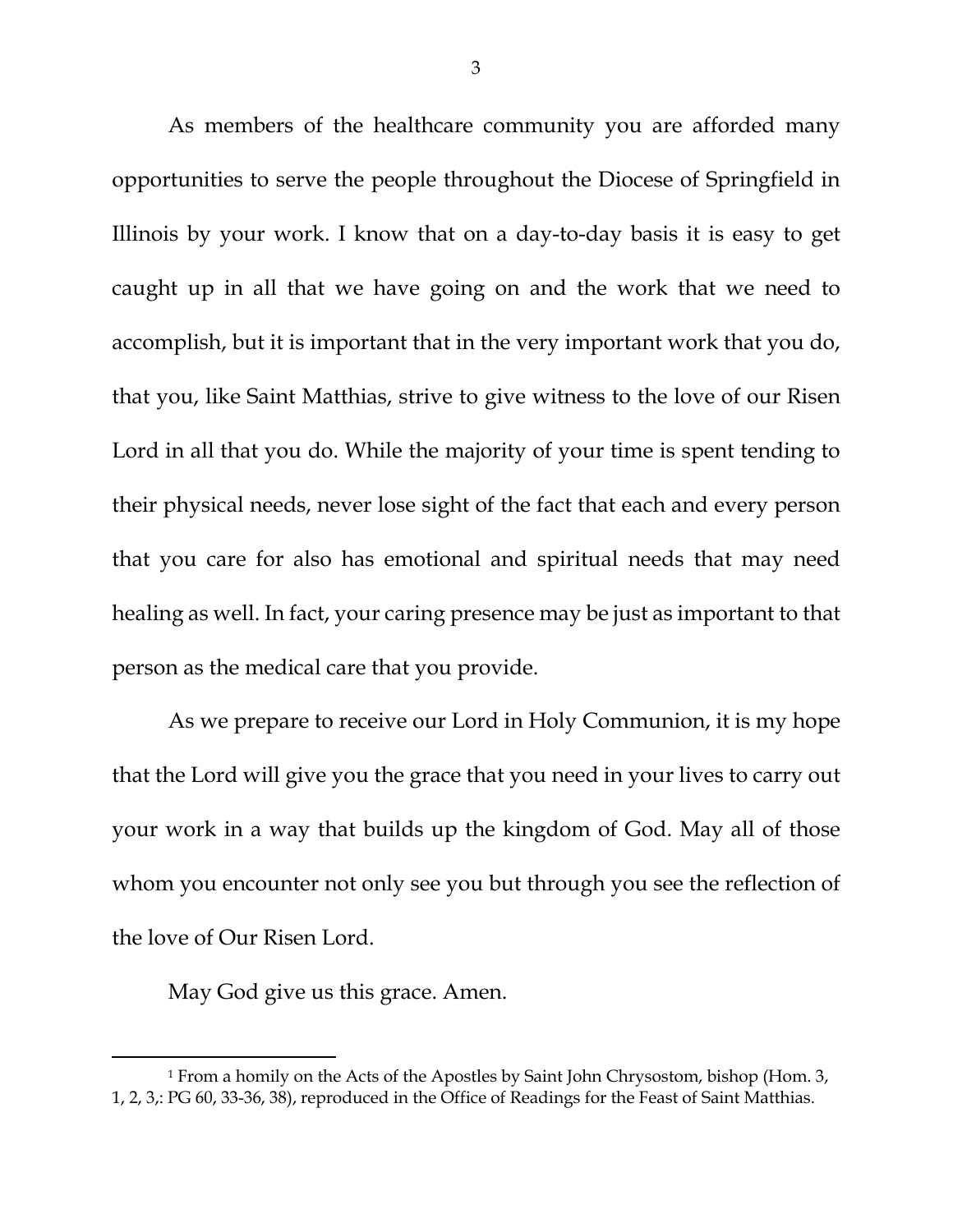As members of the healthcare community you are afforded many opportunities to serve the people throughout the Diocese of Springfield in Illinois by your work. I know that on a day-to-day basis it is easy to get caught up in all that we have going on and the work that we need to accomplish, but it is important that in the very important work that you do, that you, like Saint Matthias, strive to give witness to the love of our Risen Lord in all that you do. While the majority of your time is spent tending to their physical needs, never lose sight of the fact that each and every person that you care for also has emotional and spiritual needs that may need healing as well. In fact, your caring presence may be just as important to that person as the medical care that you provide.

As we prepare to receive our Lord in Holy Communion, it is my hope that the Lord will give you the grace that you need in your lives to carry out your work in a way that builds up the kingdom of God. May all of those whom you encounter not only see you but through you see the reflection of the love of Our Risen Lord.

May God give us this grace. Amen.

---

[1] From a homily on the Acts of the Apostles by Saint John Chrysostom, bishop (Hom. 3, 1, 2, 3,: PG 60, 33-36, 38), reproduced in the Office of Readings for the Feast of Saint Matthias.